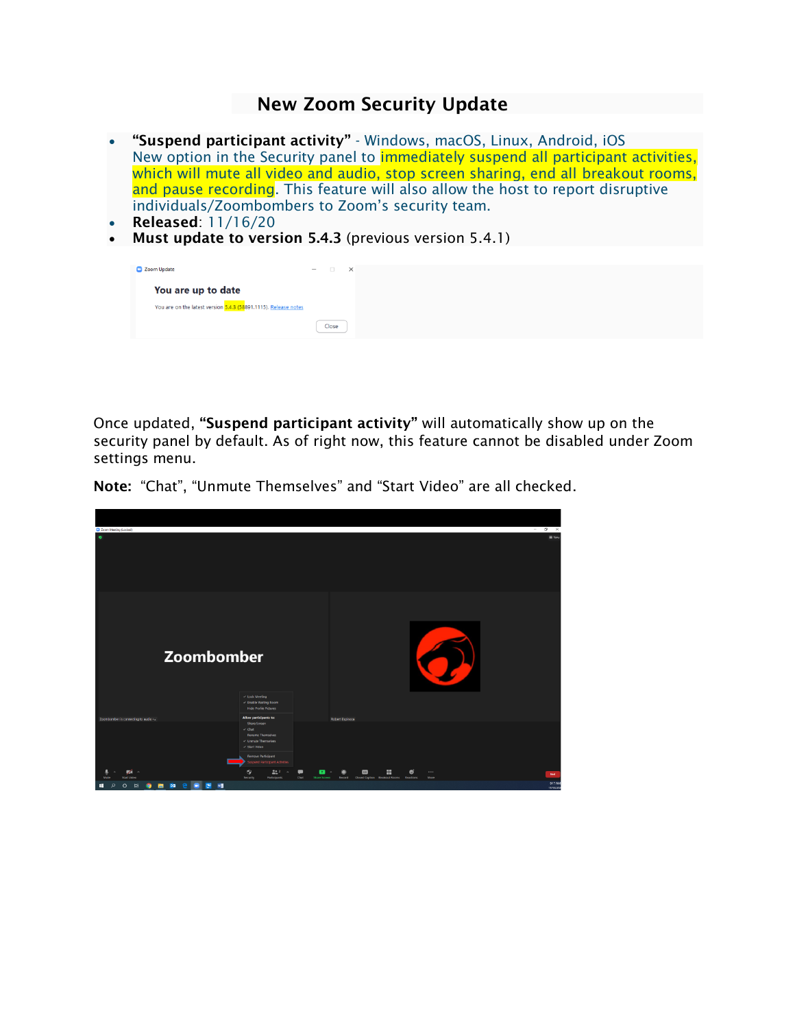# New Zoom Security Update

- **"Suspend participant activity"** - Windows, macOS, Linux, Android, iOS
  New option in the Security panel to immediately suspend all participant activities, which will mute all video and audio, stop screen sharing, end all breakout rooms, and pause recording. This feature will also allow the host to report disruptive individuals/Zoombombers to Zoom's security team.
- **Released**: 11/16/20
- **Must update to version 5.4.3** (previous version 5.4.1)

Once updated, **"Suspend participant activity"** will automatically show up on the security panel by default. As of right now, this feature cannot be disabled under Zoom settings menu.

**Note:** "Chat", "Unmute Themselves" and "Start Video" are all checked.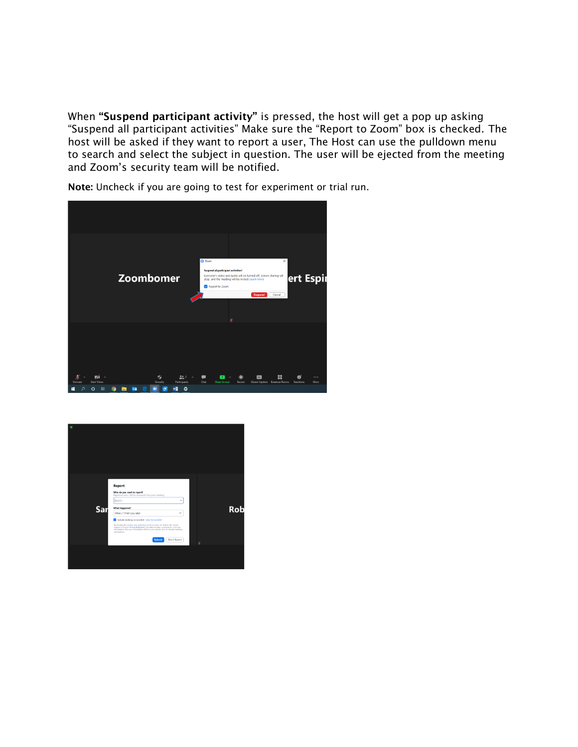When **“Suspend participant activity”** is pressed, the host will get a pop up asking “Suspend all participant activities” Make sure the “Report to Zoom” box is checked. The host will be asked if they want to report a user, The Host can use the pulldown menu to search and select the subject in question. The user will be ejected from the meeting and Zoom’s security team will be notified.

**Note:** Uncheck if you are going to test for experiment or trial run.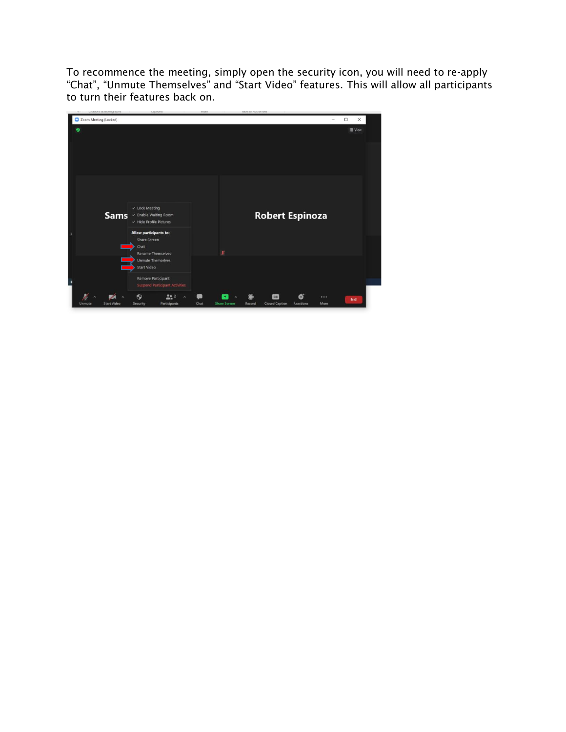To recommence the meeting, simply open the security icon, you will need to re-apply "Chat", "Unmute Themselves" and "Start Video" features. This will allow all participants to turn their features back on.